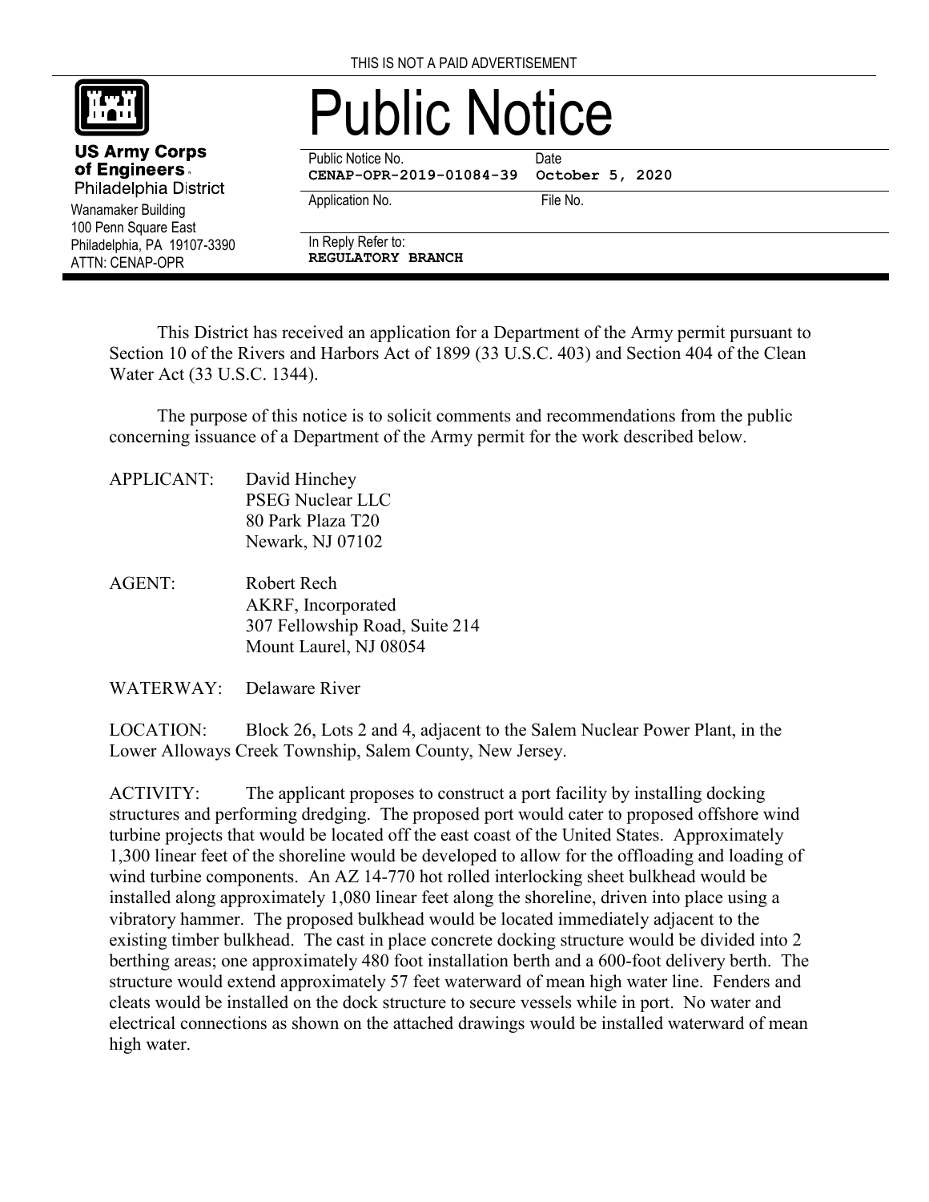THIS IS NOT A PAID ADVERTISEMENT

**US Army Corps of Engineers**
Philadelphia District
Wanamaker Building
100 Penn Square East
Philadelphia, PA 19107-3390
ATTN: CENAP-OPR

# Public Notice

| Public Notice No. | Date |
| --- | --- |
| **CENAP-OPR-2019-01084-39** | **October 5, 2020** |
| Application No. | File No. |
| In Reply Refer to: **REGULATORY BRANCH** | |

This District has received an application for a Department of the Army permit pursuant to Section 10 of the Rivers and Harbors Act of 1899 (33 U.S.C. 403) and Section 404 of the Clean Water Act (33 U.S.C. 1344).

The purpose of this notice is to solicit comments and recommendations from the public concerning issuance of a Department of the Army permit for the work described below.

APPLICANT: David Hinchey
PSEG Nuclear LLC
80 Park Plaza T20
Newark, NJ 07102

AGENT: Robert Rech
AKRF, Incorporated
307 Fellowship Road, Suite 214
Mount Laurel, NJ 08054

WATERWAY: Delaware River

LOCATION: Block 26, Lots 2 and 4, adjacent to the Salem Nuclear Power Plant, in the Lower Alloways Creek Township, Salem County, New Jersey.

ACTIVITY: The applicant proposes to construct a port facility by installing docking structures and performing dredging. The proposed port would cater to proposed offshore wind turbine projects that would be located off the east coast of the United States. Approximately 1,300 linear feet of the shoreline would be developed to allow for the offloading and loading of wind turbine components. An AZ 14-770 hot rolled interlocking sheet bulkhead would be installed along approximately 1,080 linear feet along the shoreline, driven into place using a vibratory hammer. The proposed bulkhead would be located immediately adjacent to the existing timber bulkhead. The cast in place concrete docking structure would be divided into 2 berthing areas; one approximately 480 foot installation berth and a 600-foot delivery berth. The structure would extend approximately 57 feet waterward of mean high water line. Fenders and cleats would be installed on the dock structure to secure vessels while in port. No water and electrical connections as shown on the attached drawings would be installed waterward of mean high water.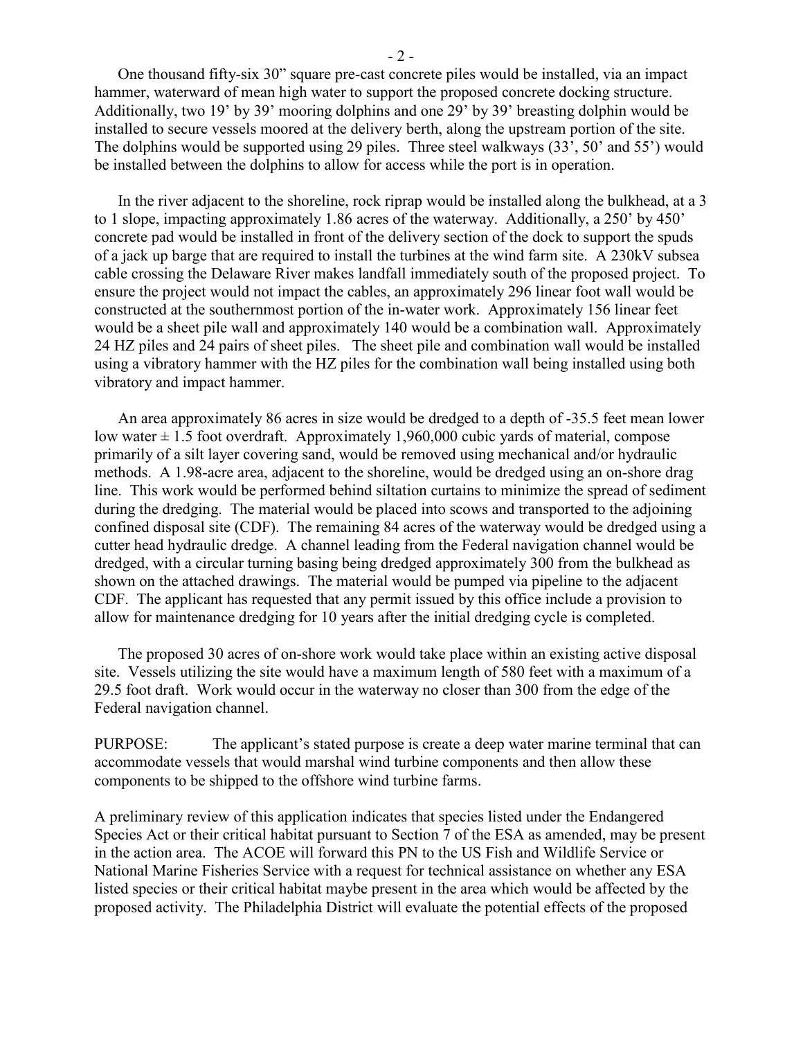One thousand fifty-six 30" square pre-cast concrete piles would be installed, via an impact hammer, waterward of mean high water to support the proposed concrete docking structure. Additionally, two 19' by 39' mooring dolphins and one 29' by 39' breasting dolphin would be installed to secure vessels moored at the delivery berth, along the upstream portion of the site. The dolphins would be supported using 29 piles. Three steel walkways (33', 50' and 55') would be installed between the dolphins to allow for access while the port is in operation.

In the river adjacent to the shoreline, rock riprap would be installed along the bulkhead, at a 3 to 1 slope, impacting approximately 1.86 acres of the waterway. Additionally, a 250' by 450' concrete pad would be installed in front of the delivery section of the dock to support the spuds of a jack up barge that are required to install the turbines at the wind farm site. A 230kV subsea cable crossing the Delaware River makes landfall immediately south of the proposed project. To ensure the project would not impact the cables, an approximately 296 linear foot wall would be constructed at the southernmost portion of the in-water work. Approximately 156 linear feet would be a sheet pile wall and approximately 140 would be a combination wall. Approximately 24 HZ piles and 24 pairs of sheet piles. The sheet pile and combination wall would be installed using a vibratory hammer with the HZ piles for the combination wall being installed using both vibratory and impact hammer.

An area approximately 86 acres in size would be dredged to a depth of -35.5 feet mean lower low water ± 1.5 foot overdraft. Approximately 1,960,000 cubic yards of material, compose primarily of a silt layer covering sand, would be removed using mechanical and/or hydraulic methods. A 1.98-acre area, adjacent to the shoreline, would be dredged using an on-shore drag line. This work would be performed behind siltation curtains to minimize the spread of sediment during the dredging. The material would be placed into scows and transported to the adjoining confined disposal site (CDF). The remaining 84 acres of the waterway would be dredged using a cutter head hydraulic dredge. A channel leading from the Federal navigation channel would be dredged, with a circular turning basing being dredged approximately 300 from the bulkhead as shown on the attached drawings. The material would be pumped via pipeline to the adjacent CDF. The applicant has requested that any permit issued by this office include a provision to allow for maintenance dredging for 10 years after the initial dredging cycle is completed.

The proposed 30 acres of on-shore work would take place within an existing active disposal site. Vessels utilizing the site would have a maximum length of 580 feet with a maximum of a 29.5 foot draft. Work would occur in the waterway no closer than 300 from the edge of the Federal navigation channel.

PURPOSE: The applicant's stated purpose is create a deep water marine terminal that can accommodate vessels that would marshal wind turbine components and then allow these components to be shipped to the offshore wind turbine farms.

A preliminary review of this application indicates that species listed under the Endangered Species Act or their critical habitat pursuant to Section 7 of the ESA as amended, may be present in the action area. The ACOE will forward this PN to the US Fish and Wildlife Service or National Marine Fisheries Service with a request for technical assistance on whether any ESA listed species or their critical habitat maybe present in the area which would be affected by the proposed activity. The Philadelphia District will evaluate the potential effects of the proposed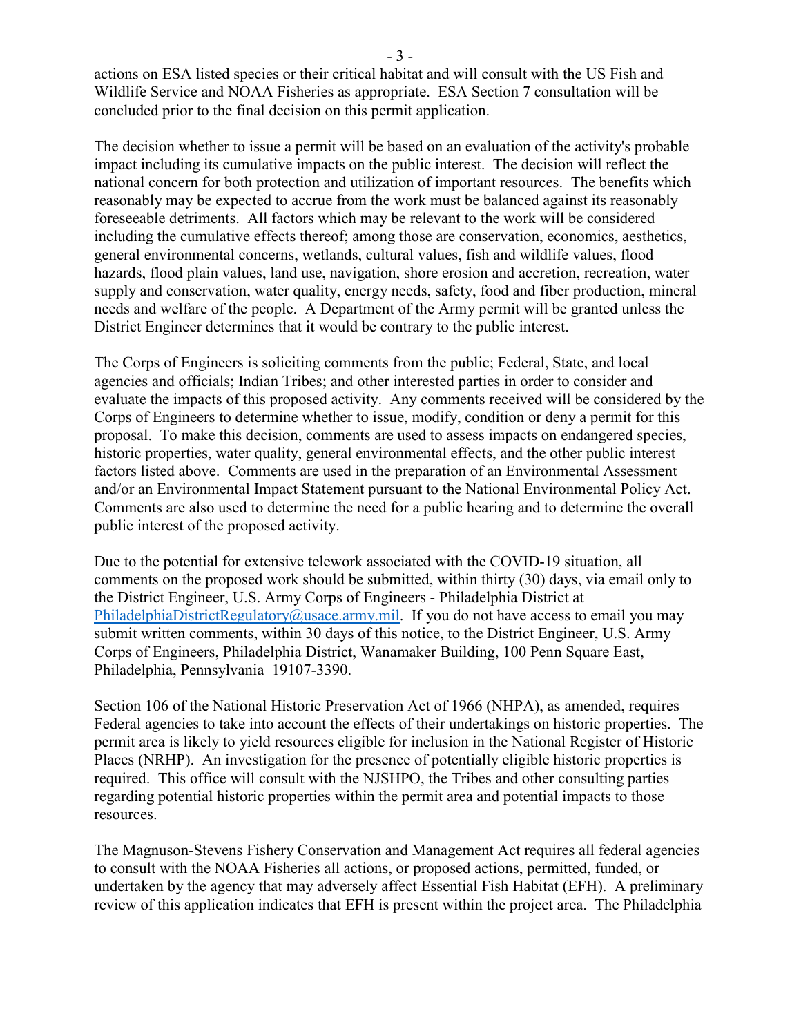actions on ESA listed species or their critical habitat and will consult with the US Fish and Wildlife Service and NOAA Fisheries as appropriate. ESA Section 7 consultation will be concluded prior to the final decision on this permit application.

The decision whether to issue a permit will be based on an evaluation of the activity's probable impact including its cumulative impacts on the public interest. The decision will reflect the national concern for both protection and utilization of important resources. The benefits which reasonably may be expected to accrue from the work must be balanced against its reasonably foreseeable detriments. All factors which may be relevant to the work will be considered including the cumulative effects thereof; among those are conservation, economics, aesthetics, general environmental concerns, wetlands, cultural values, fish and wildlife values, flood hazards, flood plain values, land use, navigation, shore erosion and accretion, recreation, water supply and conservation, water quality, energy needs, safety, food and fiber production, mineral needs and welfare of the people. A Department of the Army permit will be granted unless the District Engineer determines that it would be contrary to the public interest.

The Corps of Engineers is soliciting comments from the public; Federal, State, and local agencies and officials; Indian Tribes; and other interested parties in order to consider and evaluate the impacts of this proposed activity. Any comments received will be considered by the Corps of Engineers to determine whether to issue, modify, condition or deny a permit for this proposal. To make this decision, comments are used to assess impacts on endangered species, historic properties, water quality, general environmental effects, and the other public interest factors listed above. Comments are used in the preparation of an Environmental Assessment and/or an Environmental Impact Statement pursuant to the National Environmental Policy Act. Comments are also used to determine the need for a public hearing and to determine the overall public interest of the proposed activity.

Due to the potential for extensive telework associated with the COVID-19 situation, all comments on the proposed work should be submitted, within thirty (30) days, via email only to the District Engineer, U.S. Army Corps of Engineers - Philadelphia District at PhiladelphiaDistrictRegulatory@usace.army.mil. If you do not have access to email you may submit written comments, within 30 days of this notice, to the District Engineer, U.S. Army Corps of Engineers, Philadelphia District, Wanamaker Building, 100 Penn Square East, Philadelphia, Pennsylvania 19107-3390.

Section 106 of the National Historic Preservation Act of 1966 (NHPA), as amended, requires Federal agencies to take into account the effects of their undertakings on historic properties. The permit area is likely to yield resources eligible for inclusion in the National Register of Historic Places (NRHP). An investigation for the presence of potentially eligible historic properties is required. This office will consult with the NJSHPO, the Tribes and other consulting parties regarding potential historic properties within the permit area and potential impacts to those resources.

The Magnuson-Stevens Fishery Conservation and Management Act requires all federal agencies to consult with the NOAA Fisheries all actions, or proposed actions, permitted, funded, or undertaken by the agency that may adversely affect Essential Fish Habitat (EFH). A preliminary review of this application indicates that EFH is present within the project area. The Philadelphia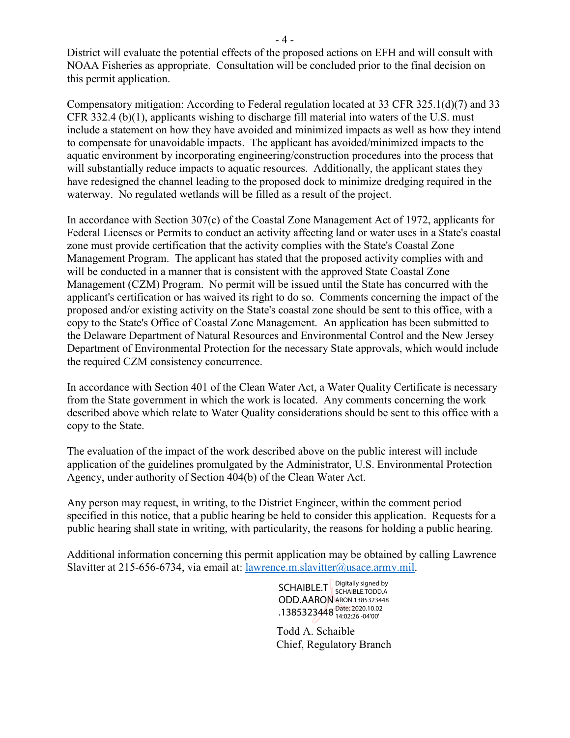District will evaluate the potential effects of the proposed actions on EFH and will consult with NOAA Fisheries as appropriate. Consultation will be concluded prior to the final decision on this permit application.

Compensatory mitigation: According to Federal regulation located at 33 CFR 325.1(d)(7) and 33 CFR 332.4 (b)(1), applicants wishing to discharge fill material into waters of the U.S. must include a statement on how they have avoided and minimized impacts as well as how they intend to compensate for unavoidable impacts. The applicant has avoided/minimized impacts to the aquatic environment by incorporating engineering/construction procedures into the process that will substantially reduce impacts to aquatic resources. Additionally, the applicant states they have redesigned the channel leading to the proposed dock to minimize dredging required in the waterway. No regulated wetlands will be filled as a result of the project.

In accordance with Section 307(c) of the Coastal Zone Management Act of 1972, applicants for Federal Licenses or Permits to conduct an activity affecting land or water uses in a State's coastal zone must provide certification that the activity complies with the State's Coastal Zone Management Program. The applicant has stated that the proposed activity complies with and will be conducted in a manner that is consistent with the approved State Coastal Zone Management (CZM) Program. No permit will be issued until the State has concurred with the applicant's certification or has waived its right to do so. Comments concerning the impact of the proposed and/or existing activity on the State's coastal zone should be sent to this office, with a copy to the State's Office of Coastal Zone Management. An application has been submitted to the Delaware Department of Natural Resources and Environmental Control and the New Jersey Department of Environmental Protection for the necessary State approvals, which would include the required CZM consistency concurrence.

In accordance with Section 401 of the Clean Water Act, a Water Quality Certificate is necessary from the State government in which the work is located. Any comments concerning the work described above which relate to Water Quality considerations should be sent to this office with a copy to the State.

The evaluation of the impact of the work described above on the public interest will include application of the guidelines promulgated by the Administrator, U.S. Environmental Protection Agency, under authority of Section 404(b) of the Clean Water Act.

Any person may request, in writing, to the District Engineer, within the comment period specified in this notice, that a public hearing be held to consider this application. Requests for a public hearing shall state in writing, with particularity, the reasons for holding a public hearing.

Additional information concerning this permit application may be obtained by calling Lawrence Slavitter at 215-656-6734, via email at: lawrence.m.slavitter@usace.army.mil.

SCHAIBLE.TODD.AARON.1385323448
Digitally signed by SCHAIBLE.TODD.AARON.1385323448
Date: 2020.10.02 14:02:26 -04'00'

Todd A. Schaible
Chief, Regulatory Branch